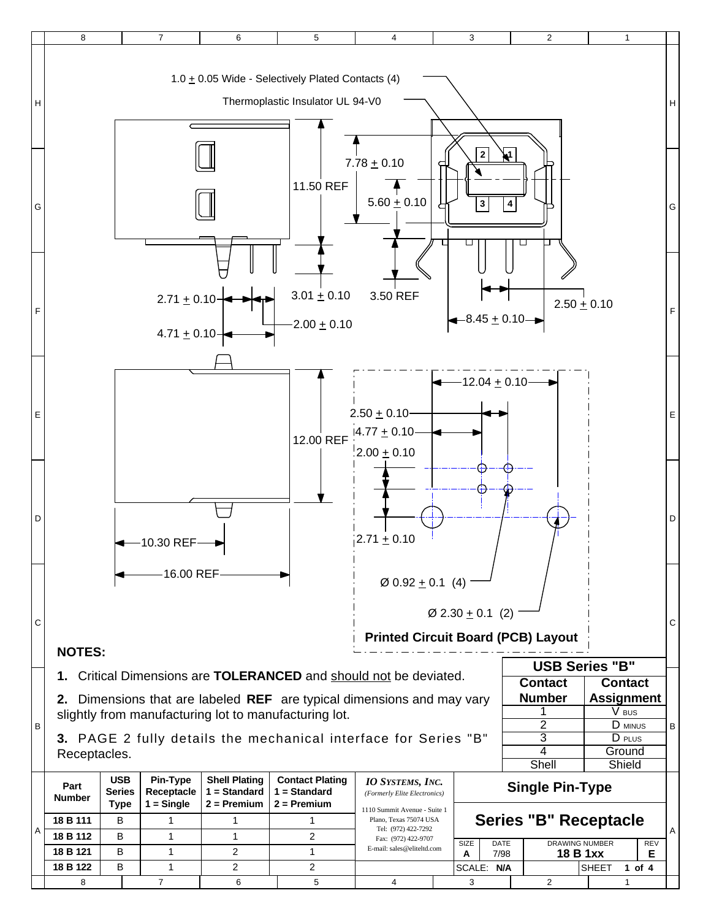1.0 ± 0.05 Wide - Selectively Plated Contacts (4)

Thermoplastic Insulator UL 94-V0

11.50 REF

7.78 ± 0.10

5.60 ± 0.10

3.01 ± 0.10

3.50 REF

2.71 ± 0.10

2.00 ± 0.10

4.71 ± 0.10

2.50 ± 0.10

8.45 ± 0.10

12.00 REF

12.04 ± 0.10

2.50 ± 0.10

4.77 ± 0.10

2.00 ± 0.10

2.71 ± 0.10

10.30 REF

16.00 REF

Ø 0.92 ± 0.1 (4)

Ø 2.30 ± 0.1 (2)

**Printed Circuit Board (PCB) Layout**

## NOTES:

**1.** Critical Dimensions are **TOLERANCED** and should not be deviated.

**2.** Dimensions that are labeled **REF** are typical dimensions and may vary slightly from manufacturing lot to manufacturing lot.

**3.** PAGE 2 fully details the mechanical interface for Series "B" Receptacles.

| **USB Series "B"** | |
|---|---|
| **Contact Number** | **Contact Assignment** |
| 1 | V BUS |
| 2 | D MINUS |
| 3 | D PLUS |
| 4 | Ground |
| Shell | Shield |

| Part Number | USB Series Type | Pin-Type Receptacle 1 = Single | Shell Plating 1 = Standard 2 = Premium | Contact Plating 1 = Standard 2 = Premium |
|---|---|---|---|---|
| 18 B 111 | B | 1 | 1 | 1 |
| 18 B 112 | B | 1 | 1 | 2 |
| 18 B 121 | B | 1 | 2 | 1 |
| 18 B 122 | B | 1 | 2 | 2 |

*IO SYSTEMS, INC.*
*(Formerly Elite Electronics)*
1110 Summit Avenue - Suite 1
Plano, Texas 75074 USA
Tel: (972) 422-7292
Fax: (972) 422-9707
E-mail: sales@eliteltd.com

**Single Pin-Type**

**Series "B" Receptacle**

| SIZE | DATE | DRAWING NUMBER | REV |
|---|---|---|---|
| A | 7/98 | 18 B 1xx | E |

SCALE: N/A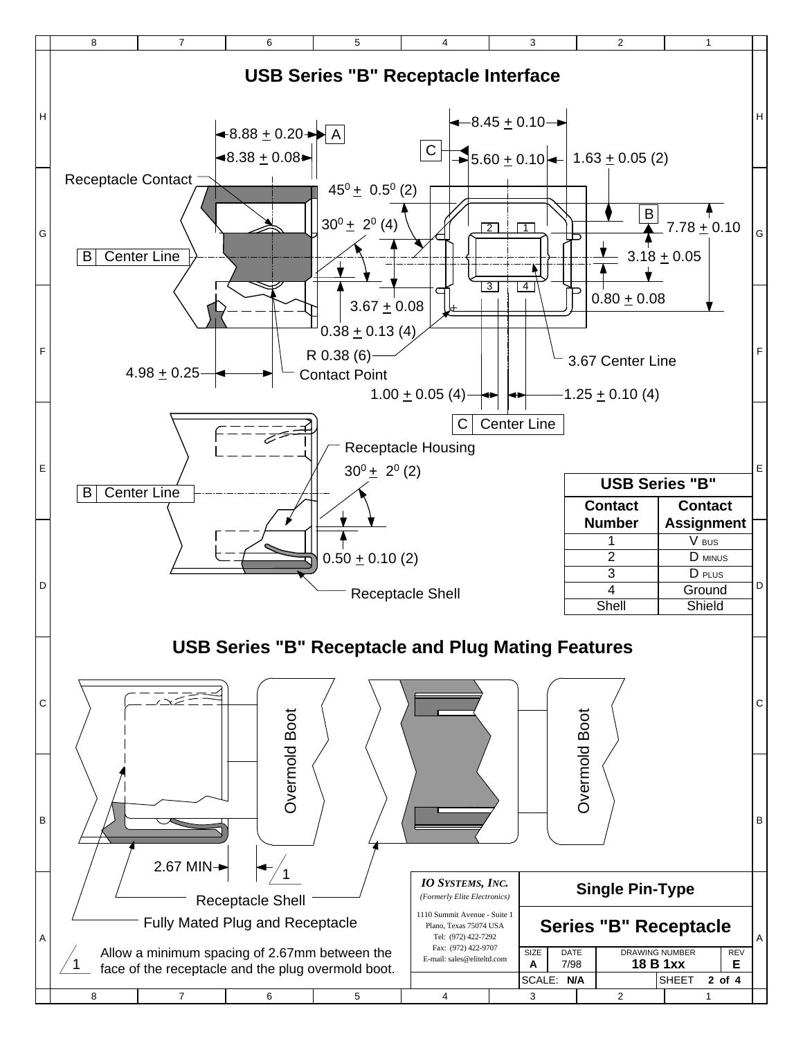# USB Series "B" Receptacle Interface

8.88 ± 0.20 A

8.38 ± 0.08

Receptacle Contact

$45^0 \pm 0.5^0$ (2)

$30^0 \pm 2^0$ (4)

B Center Line

3.67 ± 0.08

0.38 ± 0.13 (4)

R 0.38 (6)

Contact Point

4.98 ± 0.25

8.45 ± 0.10

C

5.60 ± 0.10

1.63 ± 0.05 (2)

B

7.78 ± 0.10

3.18 ± 0.05

0.80 ± 0.08

3.67 Center Line

1.00 ± 0.05 (4)

1.25 ± 0.10 (4)

C Center Line

Receptacle Housing

$30^0 \pm 2^0$ (2)

B Center Line

0.50 ± 0.10 (2)

Receptacle Shell

| USB Series "B" | |
|---|---|
| Contact Number | Contact Assignment |
| 1 | V BUS |
| 2 | D MINUS |
| 3 | D PLUS |
| 4 | Ground |
| Shell | Shield |

# USB Series "B" Receptacle and Plug Mating Features

Overmold Boot

Overmold Boot

2.67 MIN 1

Receptacle Shell

Fully Mated Plug and Receptacle

1 Allow a minimum spacing of 2.67mm between the face of the receptacle and the plug overmold boot.

*IO Systems, Inc.*
*(Formerly Elite Electronics)*
1110 Summit Avenue - Suite 1
Plano, Texas 75074 USA
Tel: (972) 422-7292
Fax: (972) 422-9707
E-mail: sales@eliteltd.com

**Single Pin-Type**

**Series "B" Receptacle**

| SIZE | DATE | DRAWING NUMBER | REV |
|---|---|---|---|
| A | 7/98 | 18 B 1xx | E |

SCALE: N/A

SHEET 2 of 4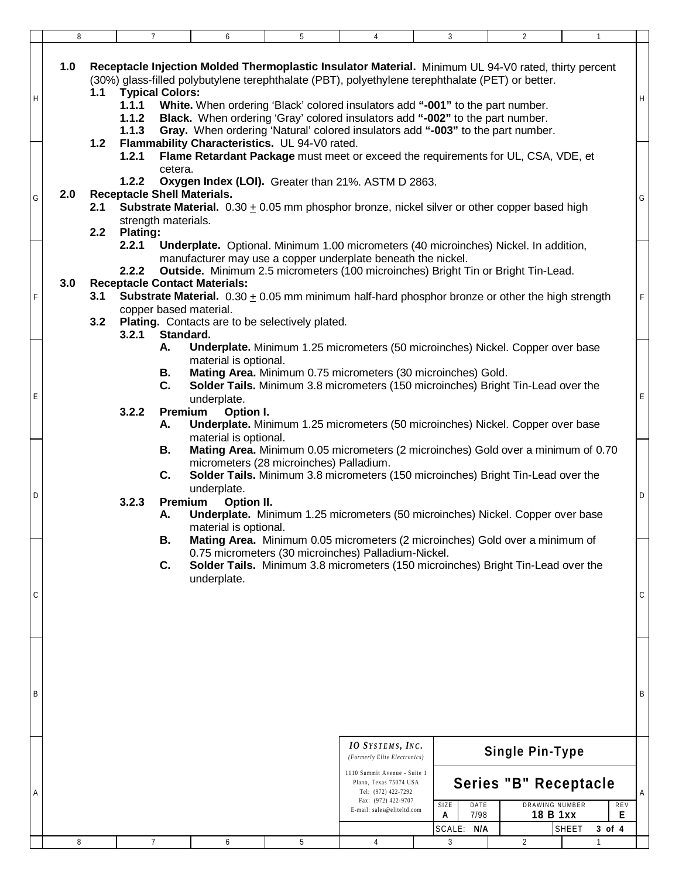**1.0 Receptacle Injection Molded Thermoplastic Insulator Material.** Minimum UL 94-V0 rated, thirty percent (30%) glass-filled polybutylene terephthalate (PBT), polyethylene terephthalate (PET) or better.

- **1.1 Typical Colors:**
  - **1.1.1 White.** When ordering 'Black' colored insulators add **"-001"** to the part number.
  - **1.1.2 Black.** When ordering 'Gray' colored insulators add **"-002"** to the part number.
  - **1.1.3 Gray.** When ordering 'Natural' colored insulators add **"-003"** to the part number.
- **1.2 Flammability Characteristics.** UL 94-V0 rated.
  - **1.2.1 Flame Retardant Package** must meet or exceed the requirements for UL, CSA, VDE, et cetera.
  - **1.2.2 Oxygen Index (LOI).** Greater than 21%. ASTM D 2863.

**2.0 Receptacle Shell Materials.**

- **2.1 Substrate Material.** 0.30 ± 0.05 mm phosphor bronze, nickel silver or other copper based high strength materials.
- **2.2 Plating:**
  - **2.2.1 Underplate.** Optional. Minimum 1.00 micrometers (40 microinches) Nickel. In addition, manufacturer may use a copper underplate beneath the nickel.
  - **2.2.2 Outside.** Minimum 2.5 micrometers (100 microinches) Bright Tin or Bright Tin-Lead.

**3.0 Receptacle Contact Materials:**

- **3.1 Substrate Material.** 0.30 ± 0.05 mm minimum half-hard phosphor bronze or other the high strength copper based material.
- **3.2 Plating.** Contacts are to be selectively plated.
  - **3.2.1 Standard.**
    - **A. Underplate.** Minimum 1.25 micrometers (50 microinches) Nickel. Copper over base material is optional.
    - **B. Mating Area.** Minimum 0.75 micrometers (30 microinches) Gold.
    - **C. Solder Tails.** Minimum 3.8 micrometers (150 microinches) Bright Tin-Lead over the underplate.
  - **3.2.2 Premium Option I.**
    - **A. Underplate.** Minimum 1.25 micrometers (50 microinches) Nickel. Copper over base material is optional.
    - **B. Mating Area.** Minimum 0.05 micrometers (2 microinches) Gold over a minimum of 0.70 micrometers (28 microinches) Palladium.
    - **C. Solder Tails.** Minimum 3.8 micrometers (150 microinches) Bright Tin-Lead over the underplate.
  - **3.2.3 Premium Option II.**
    - **A. Underplate.** Minimum 1.25 micrometers (50 microinches) Nickel. Copper over base material is optional.
    - **B. Mating Area.** Minimum 0.05 micrometers (2 microinches) Gold over a minimum of 0.75 micrometers (30 microinches) Palladium-Nickel.
    - **C. Solder Tails.** Minimum 3.8 micrometers (150 microinches) Bright Tin-Lead over the underplate.

| *IO SYSTEMS, INC.* *(Formerly Elite Electronics)* 1110 Summit Avenue - Suite 1, Plano, Texas 75074 USA, Tel: (972) 422-7292, Fax: (972) 422-9707, E-mail: sales@eliteltd.com | **Single Pin-Type** **Series "B" Receptacle** |
|---|---|
| SIZE: **A** | DATE: 7/98 |
| DRAWING NUMBER: **18 B 1xx** | REV: **E** |
| SCALE: **N/A** | SHEET **3 of 4** |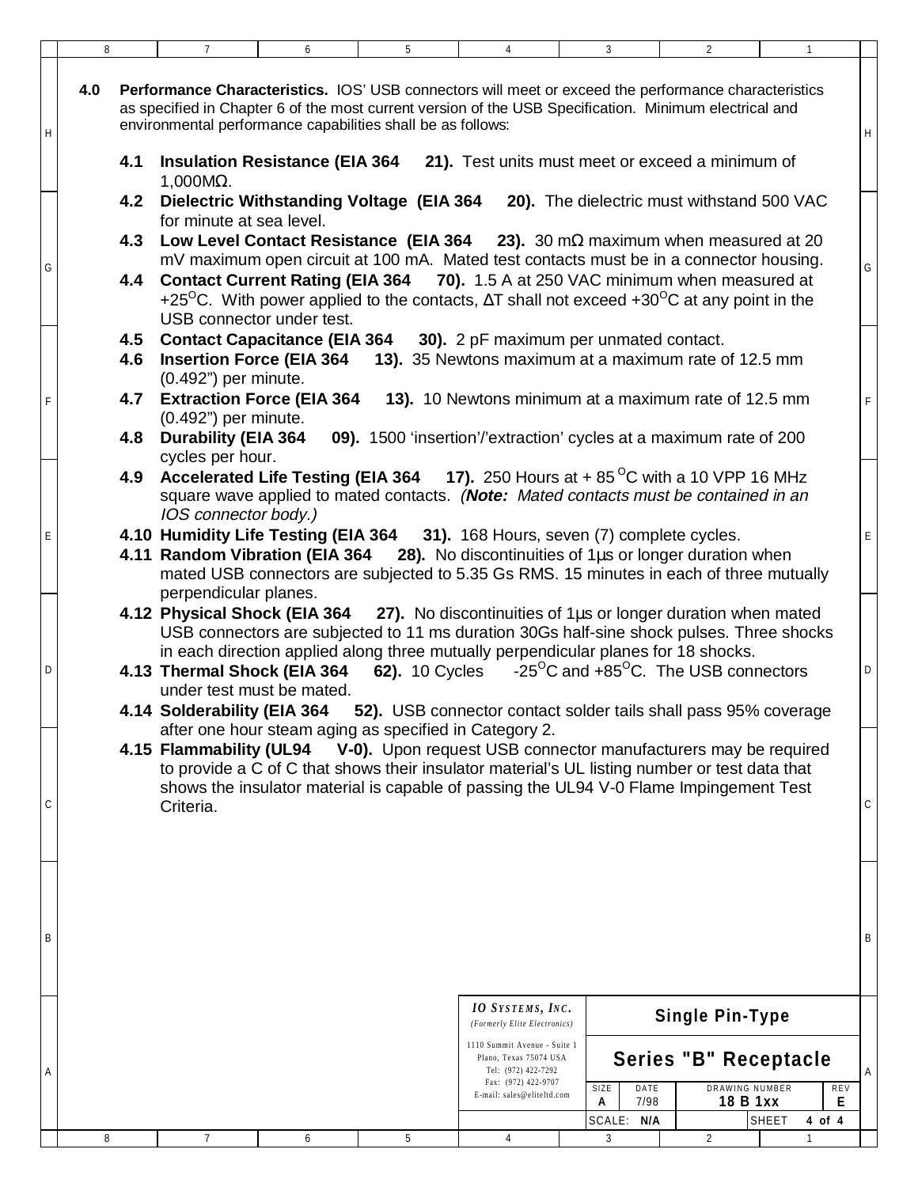**4.0 Performance Characteristics.** IOS' USB connectors will meet or exceed the performance characteristics as specified in Chapter 6 of the most current version of the USB Specification. Minimum electrical and environmental performance capabilities shall be as follows:

**4.1 Insulation Resistance (EIA 364 21).** Test units must meet or exceed a minimum of 1,000MΩ.

**4.2 Dielectric Withstanding Voltage (EIA 364 20).** The dielectric must withstand 500 VAC for minute at sea level.

**4.3 Low Level Contact Resistance (EIA 364 23).** 30 mΩ maximum when measured at 20 mV maximum open circuit at 100 mA. Mated test contacts must be in a connector housing.

**4.4 Contact Current Rating (EIA 364 70).** 1.5 A at 250 VAC minimum when measured at +25$^{O}$C. With power applied to the contacts, ΔT shall not exceed +30$^{O}$C at any point in the USB connector under test.

**4.5 Contact Capacitance (EIA 364 30).** 2 pF maximum per unmated contact.

**4.6 Insertion Force (EIA 364 13).** 35 Newtons maximum at a maximum rate of 12.5 mm (0.492") per minute.

**4.7 Extraction Force (EIA 364 13).** 10 Newtons minimum at a maximum rate of 12.5 mm (0.492") per minute.

**4.8 Durability (EIA 364 09).** 1500 'insertion'/'extraction' cycles at a maximum rate of 200 cycles per hour.

**4.9 Accelerated Life Testing (EIA 364 17).** 250 Hours at + 85 $^{O}$C with a 10 VPP 16 MHz square wave applied to mated contacts. *(**Note:** Mated contacts must be contained in an IOS connector body.)*

**4.10 Humidity Life Testing (EIA 364 31).** 168 Hours, seven (7) complete cycles.

**4.11 Random Vibration (EIA 364 28).** No discontinuities of 1µs or longer duration when mated USB connectors are subjected to 5.35 Gs RMS. 15 minutes in each of three mutually perpendicular planes.

**4.12 Physical Shock (EIA 364 27).** No discontinuities of 1µs or longer duration when mated USB connectors are subjected to 11 ms duration 30Gs half-sine shock pulses. Three shocks in each direction applied along three mutually perpendicular planes for 18 shocks.

**4.13 Thermal Shock (EIA 364 62).** 10 Cycles -25$^{O}$C and +85$^{O}$C. The USB connectors under test must be mated.

**4.14 Solderability (EIA 364 52).** USB connector contact solder tails shall pass 95% coverage after one hour steam aging as specified in Category 2.

**4.15 Flammability (UL94 V-0).** Upon request USB connector manufacturers may be required to provide a C of C that shows their insulator material's UL listing number or test data that shows the insulator material is capable of passing the UL94 V-0 Flame Impingement Test Criteria.

| | | | | | |
|---|---|---|---|---|---|
| *IO SYSTEMS, INC.* *(Formerly Elite Electronics)* 1110 Summit Avenue - Suite 1 Plano, Texas 75074 USA Tel: (972) 422-7292 Fax: (972) 422-9707 E-mail: sales@eliteltd.com | **Single Pin-Type Series "B" Receptacle** | | | | |
| | SIZE **A** | DATE 7/98 | DRAWING NUMBER **18 B 1xx** | | REV **E** |
| | SCALE: **N/A** | | | SHEET **4 of 4** | |